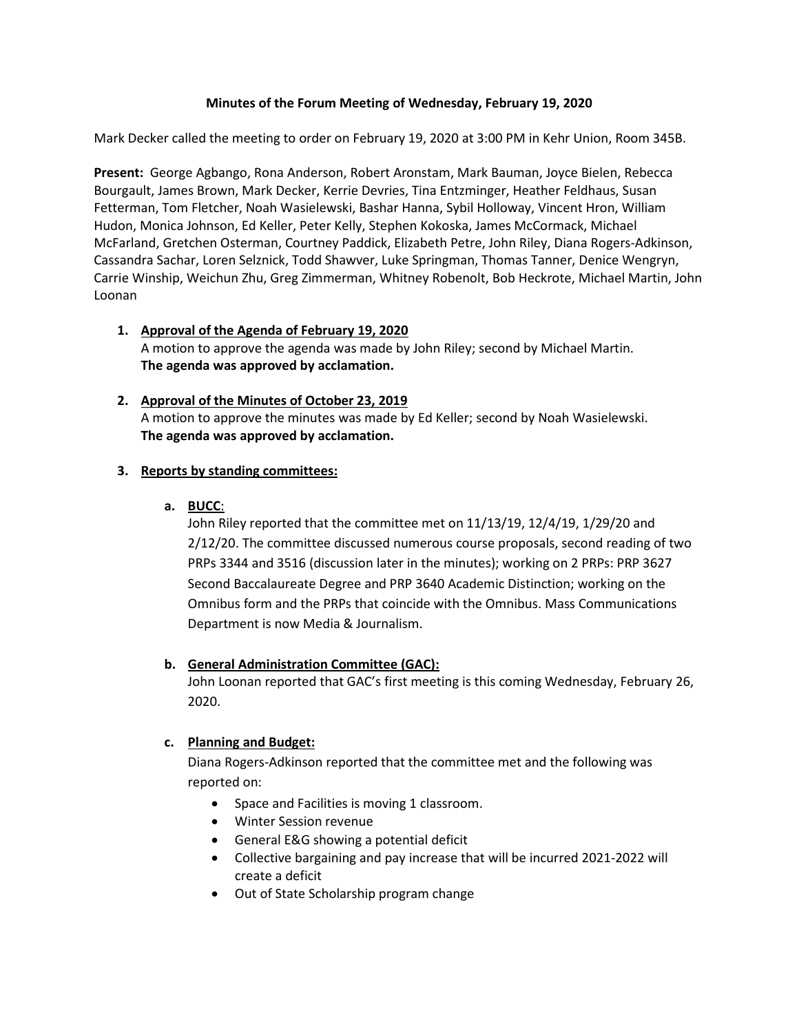**Minutes of the Forum Meeting of Wednesday, February 19, 2020**

Mark Decker called the meeting to order on February 19, 2020 at 3:00 PM in Kehr Union, Room 345B.

**Present:** George Agbango, Rona Anderson, Robert Aronstam, Mark Bauman, Joyce Bielen, Rebecca Bourgault, James Brown, Mark Decker, Kerrie Devries, Tina Entzminger, Heather Feldhaus, Susan Fetterman, Tom Fletcher, Noah Wasielewski, Bashar Hanna, Sybil Holloway, Vincent Hron, William Hudon, Monica Johnson, Ed Keller, Peter Kelly, Stephen Kokoska, James McCormack, Michael McFarland, Gretchen Osterman, Courtney Paddick, Elizabeth Petre, John Riley, Diana Rogers-Adkinson, Cassandra Sachar, Loren Selznick, Todd Shawver, Luke Springman, Thomas Tanner, Denice Wengryn, Carrie Winship, Weichun Zhu, Greg Zimmerman, Whitney Robenolt, Bob Heckrote, Michael Martin, John Loonan

1. **Approval of the Agenda of February 19, 2020**
   A motion to approve the agenda was made by John Riley; second by Michael Martin.
   **The agenda was approved by acclamation.**

2. **Approval of the Minutes of October 23, 2019**
   A motion to approve the minutes was made by Ed Keller; second by Noah Wasielewski.
   **The agenda was approved by acclamation.**

3. **Reports by standing committees:**

   a. **BUCC**:
   John Riley reported that the committee met on 11/13/19, 12/4/19, 1/29/20 and 2/12/20. The committee discussed numerous course proposals, second reading of two PRPs 3344 and 3516 (discussion later in the minutes); working on 2 PRPs: PRP 3627 Second Baccalaureate Degree and PRP 3640 Academic Distinction; working on the Omnibus form and the PRPs that coincide with the Omnibus. Mass Communications Department is now Media & Journalism.

   b. **General Administration Committee (GAC):**
   John Loonan reported that GAC's first meeting is this coming Wednesday, February 26, 2020.

   c. **Planning and Budget:**
   Diana Rogers-Adkinson reported that the committee met and the following was reported on:

   - Space and Facilities is moving 1 classroom.
   - Winter Session revenue
   - General E&G showing a potential deficit
   - Collective bargaining and pay increase that will be incurred 2021-2022 will create a deficit
   - Out of State Scholarship program change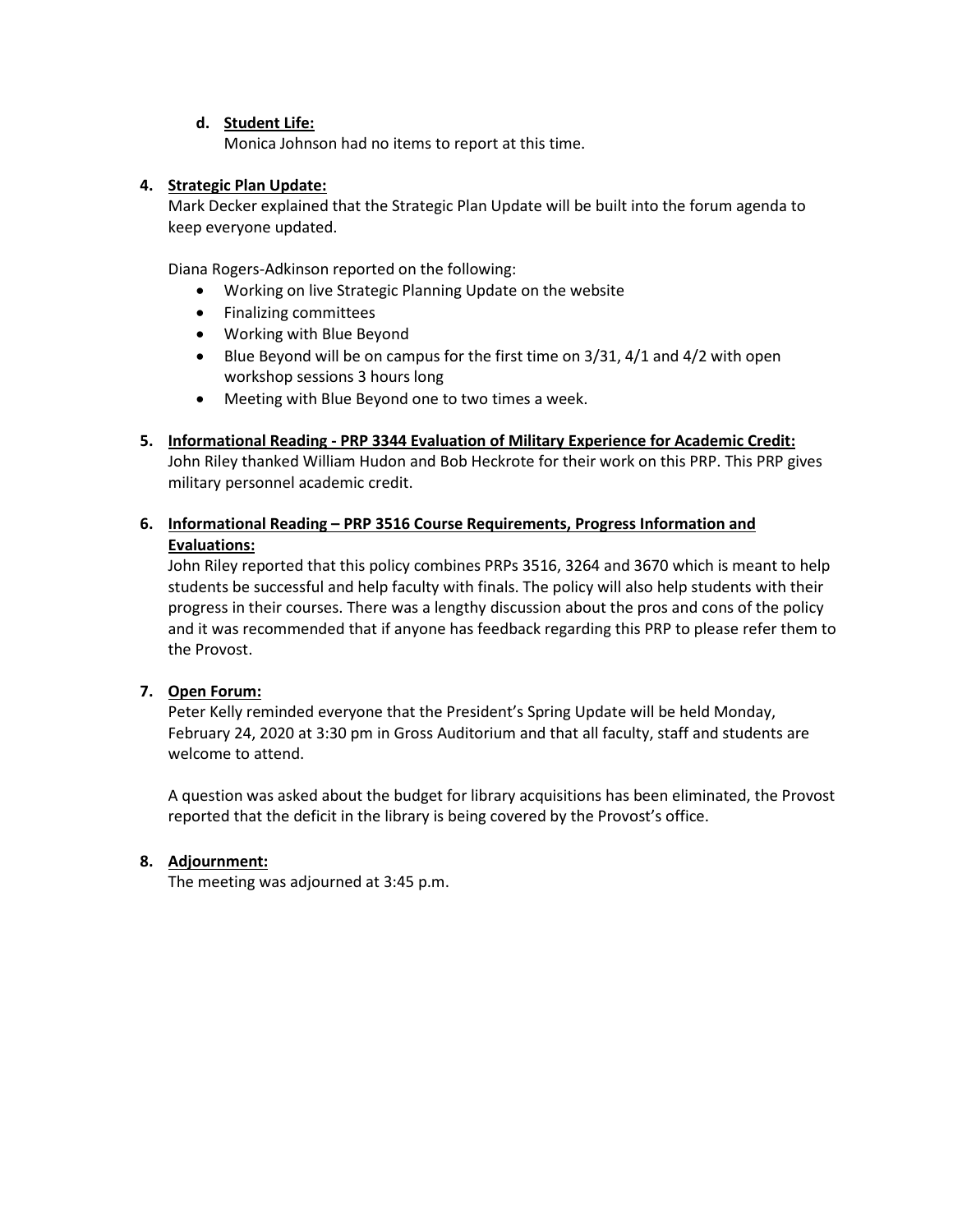d. **<u>Student Life:</u>**
   Monica Johnson had no items to report at this time.

4. **<u>Strategic Plan Update:</u>**
   Mark Decker explained that the Strategic Plan Update will be built into the forum agenda to keep everyone updated.

   Diana Rogers-Adkinson reported on the following:
   - Working on live Strategic Planning Update on the website
   - Finalizing committees
   - Working with Blue Beyond
   - Blue Beyond will be on campus for the first time on 3/31, 4/1 and 4/2 with open workshop sessions 3 hours long
   - Meeting with Blue Beyond one to two times a week.

5. **<u>Informational Reading - PRP 3344 Evaluation of Military Experience for Academic Credit:</u>**
   John Riley thanked William Hudon and Bob Heckrote for their work on this PRP. This PRP gives military personnel academic credit.

6. **<u>Informational Reading – PRP 3516 Course Requirements, Progress Information and Evaluations:</u>**
   John Riley reported that this policy combines PRPs 3516, 3264 and 3670 which is meant to help students be successful and help faculty with finals. The policy will also help students with their progress in their courses. There was a lengthy discussion about the pros and cons of the policy and it was recommended that if anyone has feedback regarding this PRP to please refer them to the Provost.

7. **<u>Open Forum:</u>**
   Peter Kelly reminded everyone that the President's Spring Update will be held Monday, February 24, 2020 at 3:30 pm in Gross Auditorium and that all faculty, staff and students are welcome to attend.

   A question was asked about the budget for library acquisitions has been eliminated, the Provost reported that the deficit in the library is being covered by the Provost's office.

8. **<u>Adjournment:</u>**
   The meeting was adjourned at 3:45 p.m.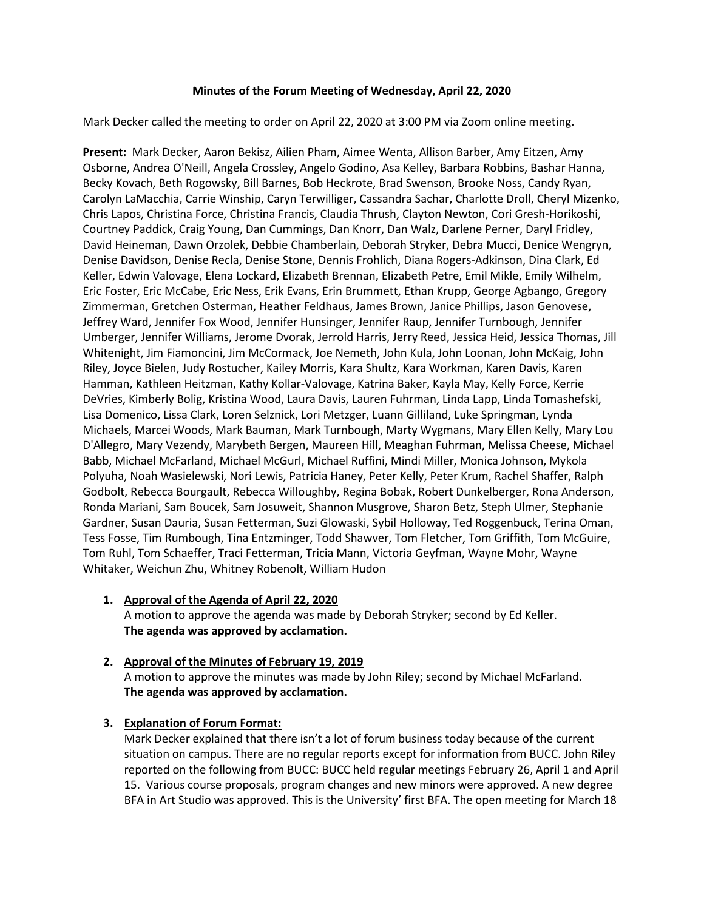**Minutes of the Forum Meeting of Wednesday, April 22, 2020**

Mark Decker called the meeting to order on April 22, 2020 at 3:00 PM via Zoom online meeting.

**Present:** Mark Decker, Aaron Bekisz, Ailien Pham, Aimee Wenta, Allison Barber, Amy Eitzen, Amy Osborne, Andrea O'Neill, Angela Crossley, Angelo Godino, Asa Kelley, Barbara Robbins, Bashar Hanna, Becky Kovach, Beth Rogowsky, Bill Barnes, Bob Heckrote, Brad Swenson, Brooke Noss, Candy Ryan, Carolyn LaMacchia, Carrie Winship, Caryn Terwilliger, Cassandra Sachar, Charlotte Droll, Cheryl Mizenko, Chris Lapos, Christina Force, Christina Francis, Claudia Thrush, Clayton Newton, Cori Gresh-Horikoshi, Courtney Paddick, Craig Young, Dan Cummings, Dan Knorr, Dan Walz, Darlene Perner, Daryl Fridley, David Heineman, Dawn Orzolek, Debbie Chamberlain, Deborah Stryker, Debra Mucci, Denice Wengryn, Denise Davidson, Denise Recla, Denise Stone, Dennis Frohlich, Diana Rogers-Adkinson, Dina Clark, Ed Keller, Edwin Valovage, Elena Lockard, Elizabeth Brennan, Elizabeth Petre, Emil Mikle, Emily Wilhelm, Eric Foster, Eric McCabe, Eric Ness, Erik Evans, Erin Brummett, Ethan Krupp, George Agbango, Gregory Zimmerman, Gretchen Osterman, Heather Feldhaus, James Brown, Janice Phillips, Jason Genovese, Jeffrey Ward, Jennifer Fox Wood, Jennifer Hunsinger, Jennifer Raup, Jennifer Turnbough, Jennifer Umberger, Jennifer Williams, Jerome Dvorak, Jerrold Harris, Jerry Reed, Jessica Heid, Jessica Thomas, Jill Whitenight, Jim Fiamoncini, Jim McCormack, Joe Nemeth, John Kula, John Loonan, John McKaig, John Riley, Joyce Bielen, Judy Rostucher, Kailey Morris, Kara Shultz, Kara Workman, Karen Davis, Karen Hamman, Kathleen Heitzman, Kathy Kollar-Valovage, Katrina Baker, Kayla May, Kelly Force, Kerrie DeVries, Kimberly Bolig, Kristina Wood, Laura Davis, Lauren Fuhrman, Linda Lapp, Linda Tomashefski, Lisa Domenico, Lissa Clark, Loren Selznick, Lori Metzger, Luann Gilliland, Luke Springman, Lynda Michaels, Marcei Woods, Mark Bauman, Mark Turnbough, Marty Wygmans, Mary Ellen Kelly, Mary Lou D'Allegro, Mary Vezendy, Marybeth Bergen, Maureen Hill, Meaghan Fuhrman, Melissa Cheese, Michael Babb, Michael McFarland, Michael McGurl, Michael Ruffini, Mindi Miller, Monica Johnson, Mykola Polyuha, Noah Wasielewski, Nori Lewis, Patricia Haney, Peter Kelly, Peter Krum, Rachel Shaffer, Ralph Godbolt, Rebecca Bourgault, Rebecca Willoughby, Regina Bobak, Robert Dunkelberger, Rona Anderson, Ronda Mariani, Sam Boucek, Sam Josuweit, Shannon Musgrove, Sharon Betz, Steph Ulmer, Stephanie Gardner, Susan Dauria, Susan Fetterman, Suzi Glowaski, Sybil Holloway, Ted Roggenbuck, Terina Oman, Tess Fosse, Tim Rumbough, Tina Entzminger, Todd Shawver, Tom Fletcher, Tom Griffith, Tom McGuire, Tom Ruhl, Tom Schaeffer, Traci Fetterman, Tricia Mann, Victoria Geyfman, Wayne Mohr, Wayne Whitaker, Weichun Zhu, Whitney Robenolt, William Hudon

1. **Approval of the Agenda of April 22, 2020**
   A motion to approve the agenda was made by Deborah Stryker; second by Ed Keller.
   **The agenda was approved by acclamation.**

2. **Approval of the Minutes of February 19, 2019**
   A motion to approve the minutes was made by John Riley; second by Michael McFarland.
   **The agenda was approved by acclamation.**

3. **Explanation of Forum Format:**
   Mark Decker explained that there isn't a lot of forum business today because of the current situation on campus. There are no regular reports except for information from BUCC. John Riley reported on the following from BUCC: BUCC held regular meetings February 26, April 1 and April 15. Various course proposals, program changes and new minors were approved. A new degree BFA in Art Studio was approved. This is the University' first BFA. The open meeting for March 18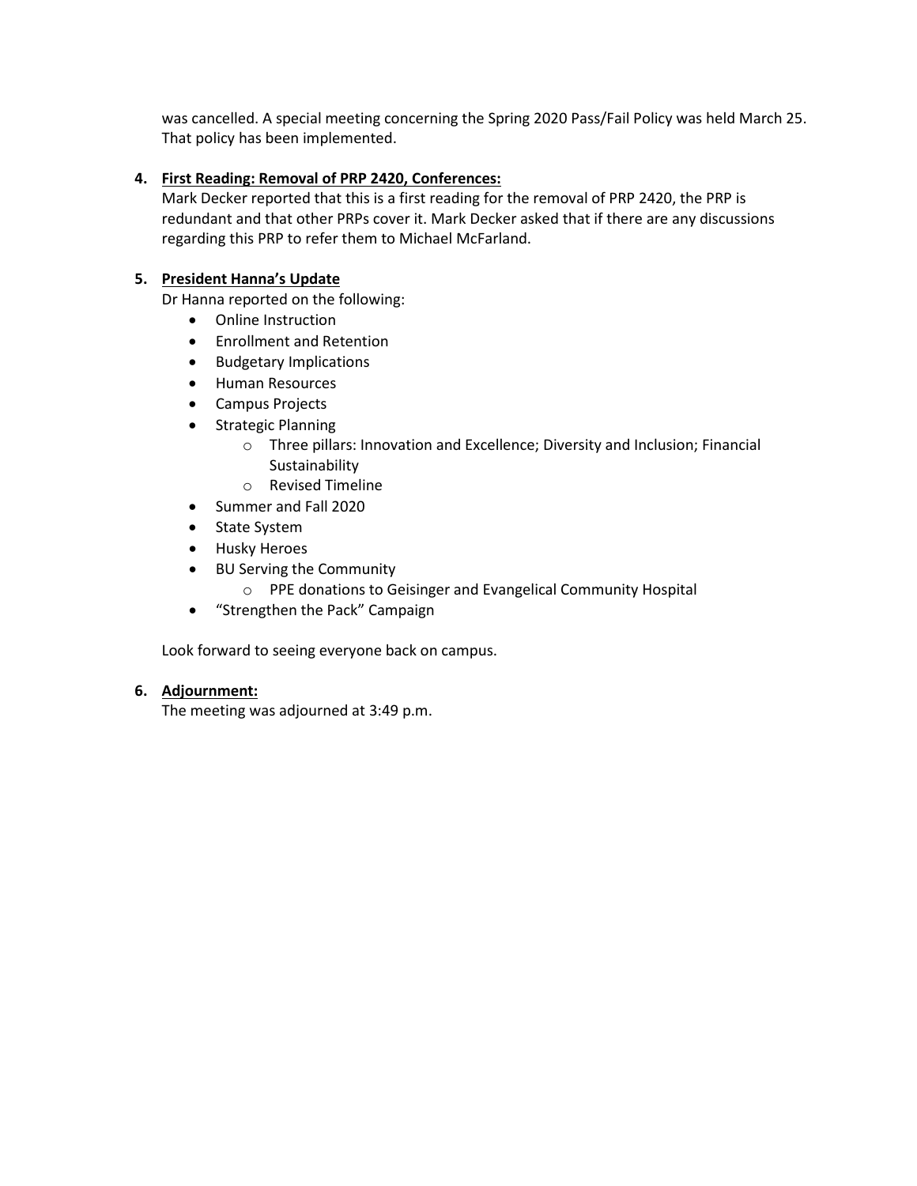was cancelled. A special meeting concerning the Spring 2020 Pass/Fail Policy was held March 25. That policy has been implemented.

4. **First Reading: Removal of PRP 2420, Conferences:**
   Mark Decker reported that this is a first reading for the removal of PRP 2420, the PRP is redundant and that other PRPs cover it. Mark Decker asked that if there are any discussions regarding this PRP to refer them to Michael McFarland.

5. **President Hanna's Update**
   Dr Hanna reported on the following:
   - Online Instruction
   - Enrollment and Retention
   - Budgetary Implications
   - Human Resources
   - Campus Projects
   - Strategic Planning
     - Three pillars: Innovation and Excellence; Diversity and Inclusion; Financial Sustainability
     - Revised Timeline
   - Summer and Fall 2020
   - State System
   - Husky Heroes
   - BU Serving the Community
     - PPE donations to Geisinger and Evangelical Community Hospital
   - "Strengthen the Pack" Campaign

   Look forward to seeing everyone back on campus.

6. **Adjournment:**
   The meeting was adjourned at 3:49 p.m.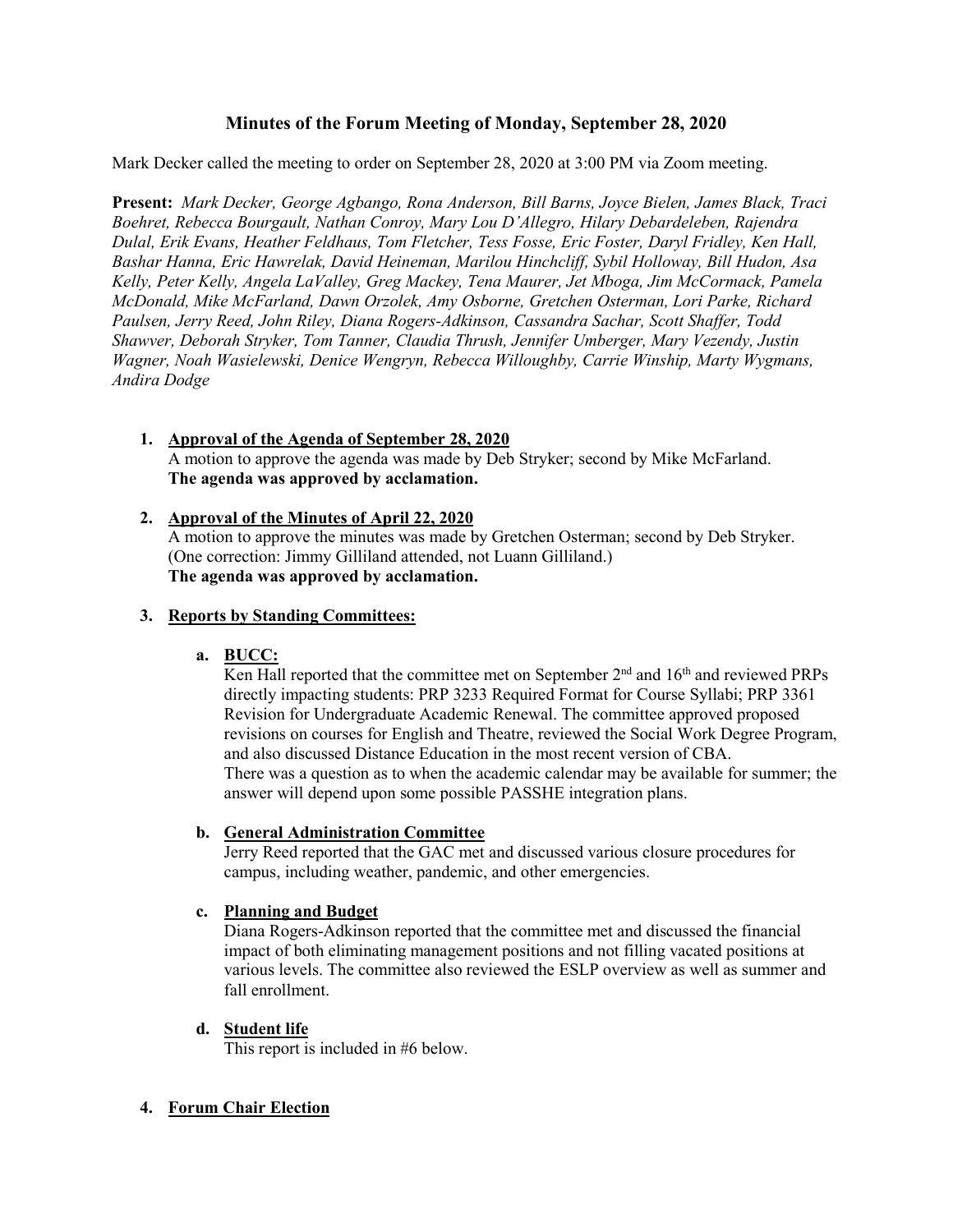## Minutes of the Forum Meeting of Monday, September 28, 2020

Mark Decker called the meeting to order on September 28, 2020 at 3:00 PM via Zoom meeting.

**Present:** *Mark Decker, George Agbango, Rona Anderson, Bill Barns, Joyce Bielen, James Black, Traci Boehret, Rebecca Bourgault, Nathan Conroy, Mary Lou D'Allegro, Hilary Debardeleben, Rajendra Dulal, Erik Evans, Heather Feldhaus, Tom Fletcher, Tess Fosse, Eric Foster, Daryl Fridley, Ken Hall, Bashar Hanna, Eric Hawrelak, David Heineman, Marilou Hinchcliff, Sybil Holloway, Bill Hudon, Asa Kelly, Peter Kelly, Angela LaValley, Greg Mackey, Tena Maurer, Jet Mboga, Jim McCormack, Pamela McDonald, Mike McFarland, Dawn Orzolek, Amy Osborne, Gretchen Osterman, Lori Parke, Richard Paulsen, Jerry Reed, John Riley, Diana Rogers-Adkinson, Cassandra Sachar, Scott Shaffer, Todd Shawver, Deborah Stryker, Tom Tanner, Claudia Thrush, Jennifer Umberger, Mary Vezendy, Justin Wagner, Noah Wasielewski, Denice Wengryn, Rebecca Willoughby, Carrie Winship, Marty Wygmans, Andira Dodge*

1. **Approval of the Agenda of September 28, 2020**
   A motion to approve the agenda was made by Deb Stryker; second by Mike McFarland.
   **The agenda was approved by acclamation.**

2. **Approval of the Minutes of April 22, 2020**
   A motion to approve the minutes was made by Gretchen Osterman; second by Deb Stryker. (One correction: Jimmy Gilliland attended, not Luann Gilliland.)
   **The agenda was approved by acclamation.**

3. **Reports by Standing Committees:**

   a. **BUCC:**
   Ken Hall reported that the committee met on September 2nd and 16th and reviewed PRPs directly impacting students: PRP 3233 Required Format for Course Syllabi; PRP 3361 Revision for Undergraduate Academic Renewal. The committee approved proposed revisions on courses for English and Theatre, reviewed the Social Work Degree Program, and also discussed Distance Education in the most recent version of CBA.
   There was a question as to when the academic calendar may be available for summer; the answer will depend upon some possible PASSHE integration plans.

   b. **General Administration Committee**
   Jerry Reed reported that the GAC met and discussed various closure procedures for campus, including weather, pandemic, and other emergencies.

   c. **Planning and Budget**
   Diana Rogers-Adkinson reported that the committee met and discussed the financial impact of both eliminating management positions and not filling vacated positions at various levels. The committee also reviewed the ESLP overview as well as summer and fall enrollment.

   d. **Student life**
   This report is included in #6 below.

4. **Forum Chair Election**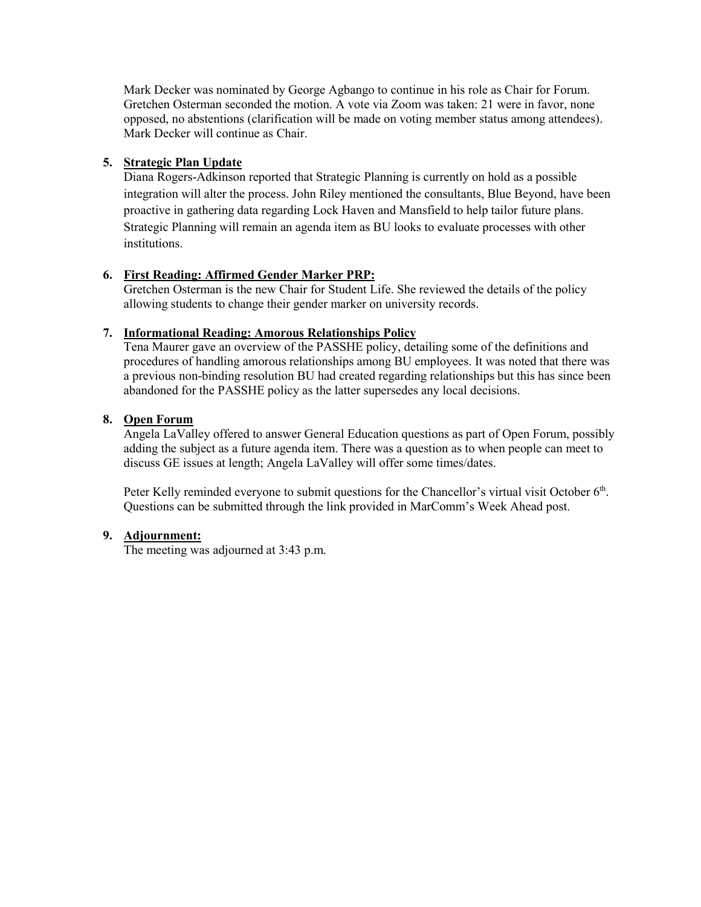Mark Decker was nominated by George Agbango to continue in his role as Chair for Forum. Gretchen Osterman seconded the motion. A vote via Zoom was taken: 21 were in favor, none opposed, no abstentions (clarification will be made on voting member status among attendees). Mark Decker will continue as Chair.

5. **Strategic Plan Update**

   Diana Rogers-Adkinson reported that Strategic Planning is currently on hold as a possible integration will alter the process. John Riley mentioned the consultants, Blue Beyond, have been proactive in gathering data regarding Lock Haven and Mansfield to help tailor future plans. Strategic Planning will remain an agenda item as BU looks to evaluate processes with other institutions.

6. **First Reading: Affirmed Gender Marker PRP:**

   Gretchen Osterman is the new Chair for Student Life. She reviewed the details of the policy allowing students to change their gender marker on university records.

7. **Informational Reading: Amorous Relationships Policy**

   Tena Maurer gave an overview of the PASSHE policy, detailing some of the definitions and procedures of handling amorous relationships among BU employees. It was noted that there was a previous non-binding resolution BU had created regarding relationships but this has since been abandoned for the PASSHE policy as the latter supersedes any local decisions.

8. **Open Forum**

   Angela LaValley offered to answer General Education questions as part of Open Forum, possibly adding the subject as a future agenda item. There was a question as to when people can meet to discuss GE issues at length; Angela LaValley will offer some times/dates.

   Peter Kelly reminded everyone to submit questions for the Chancellor's virtual visit October 6th. Questions can be submitted through the link provided in MarComm's Week Ahead post.

9. **Adjournment:**

   The meeting was adjourned at 3:43 p.m.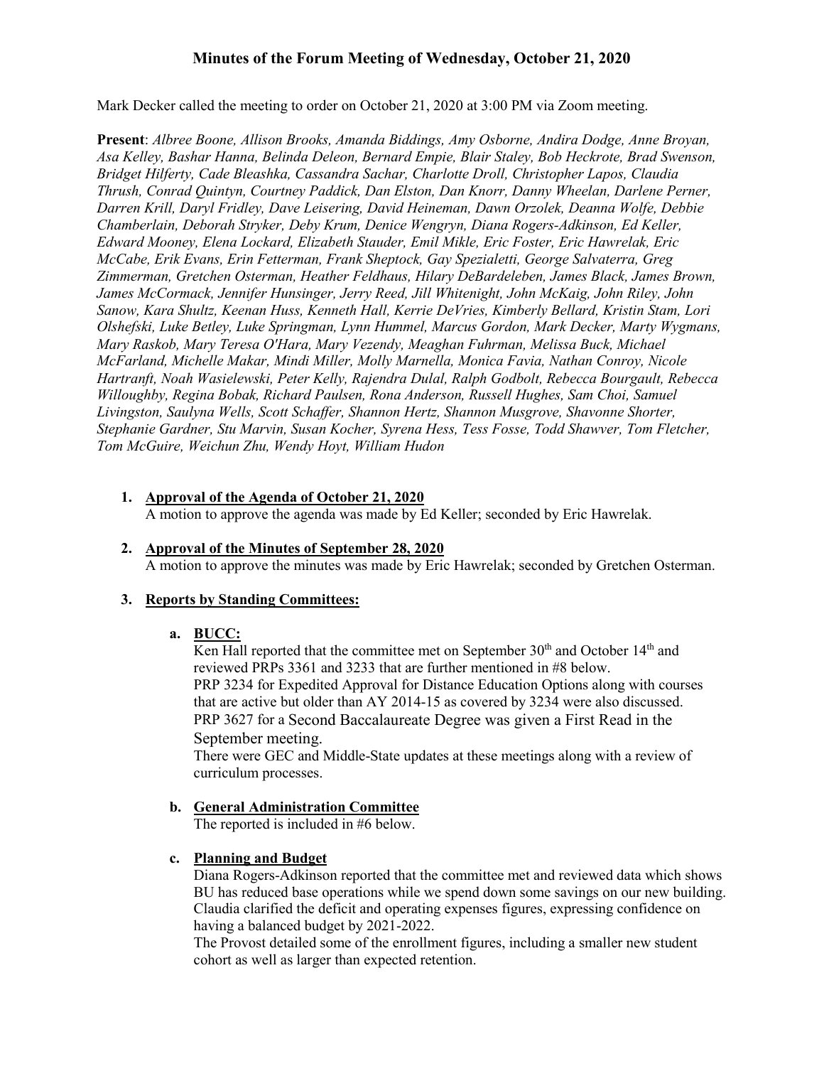## Minutes of the Forum Meeting of Wednesday, October 21, 2020

Mark Decker called the meeting to order on October 21, 2020 at 3:00 PM via Zoom meeting.

**Present**: *Albree Boone, Allison Brooks, Amanda Biddings, Amy Osborne, Andira Dodge, Anne Broyan, Asa Kelley, Bashar Hanna, Belinda Deleon, Bernard Empie, Blair Staley, Bob Heckrote, Brad Swenson, Bridget Hilferty, Cade Bleashka, Cassandra Sachar, Charlotte Droll, Christopher Lapos, Claudia Thrush, Conrad Quintyn, Courtney Paddick, Dan Elston, Dan Knorr, Danny Wheelan, Darlene Perner, Darren Krill, Daryl Fridley, Dave Leisering, David Heineman, Dawn Orzolek, Deanna Wolfe, Debbie Chamberlain, Deborah Stryker, Deby Krum, Denice Wengryn, Diana Rogers-Adkinson, Ed Keller, Edward Mooney, Elena Lockard, Elizabeth Stauder, Emil Mikle, Eric Foster, Eric Hawrelak, Eric McCabe, Erik Evans, Erin Fetterman, Frank Sheptock, Gay Spezialetti, George Salvaterra, Greg Zimmerman, Gretchen Osterman, Heather Feldhaus, Hilary DeBardeleben, James Black, James Brown, James McCormack, Jennifer Hunsinger, Jerry Reed, Jill Whitenight, John McKaig, John Riley, John Sanow, Kara Shultz, Keenan Huss, Kenneth Hall, Kerrie DeVries, Kimberly Bellard, Kristin Stam, Lori Olshefski, Luke Betley, Luke Springman, Lynn Hummel, Marcus Gordon, Mark Decker, Marty Wygmans, Mary Raskob, Mary Teresa O'Hara, Mary Vezendy, Meaghan Fuhrman, Melissa Buck, Michael McFarland, Michelle Makar, Mindi Miller, Molly Marnella, Monica Favia, Nathan Conroy, Nicole Hartranft, Noah Wasielewski, Peter Kelly, Rajendra Dulal, Ralph Godbolt, Rebecca Bourgault, Rebecca Willoughby, Regina Bobak, Richard Paulsen, Rona Anderson, Russell Hughes, Sam Choi, Samuel Livingston, Saulyna Wells, Scott Schaffer, Shannon Hertz, Shannon Musgrove, Shavonne Shorter, Stephanie Gardner, Stu Marvin, Susan Kocher, Syrena Hess, Tess Fosse, Todd Shawver, Tom Fletcher, Tom McGuire, Weichun Zhu, Wendy Hoyt, William Hudon*

1. **Approval of the Agenda of October 21, 2020**
   A motion to approve the agenda was made by Ed Keller; seconded by Eric Hawrelak.

2. **Approval of the Minutes of September 28, 2020**
   A motion to approve the minutes was made by Eric Hawrelak; seconded by Gretchen Osterman.

3. **Reports by Standing Committees:**

   a. **BUCC:**
   Ken Hall reported that the committee met on September 30th and October 14th and reviewed PRPs 3361 and 3233 that are further mentioned in #8 below.
   PRP 3234 for Expedited Approval for Distance Education Options along with courses that are active but older than AY 2014-15 as covered by 3234 were also discussed.
   PRP 3627 for a Second Baccalaureate Degree was given a First Read in the September meeting.
   There were GEC and Middle-State updates at these meetings along with a review of curriculum processes.

   b. **General Administration Committee**
   The reported is included in #6 below.

   c. **Planning and Budget**
   Diana Rogers-Adkinson reported that the committee met and reviewed data which shows BU has reduced base operations while we spend down some savings on our new building. Claudia clarified the deficit and operating expenses figures, expressing confidence on having a balanced budget by 2021-2022.
   The Provost detailed some of the enrollment figures, including a smaller new student cohort as well as larger than expected retention.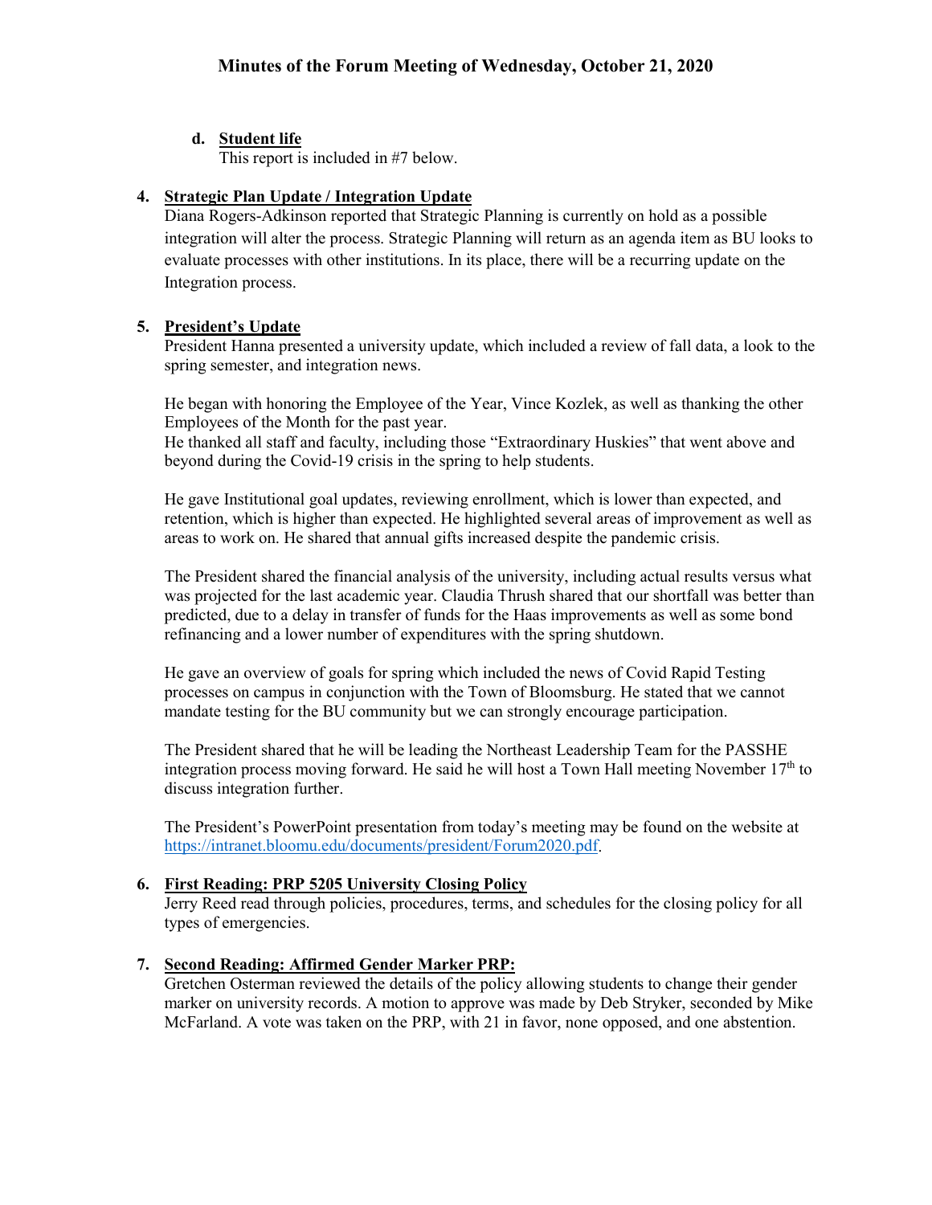## Minutes of the Forum Meeting of Wednesday, October 21, 2020

**d. Student life**

This report is included in #7 below.

**4. Strategic Plan Update / Integration Update**

Diana Rogers-Adkinson reported that Strategic Planning is currently on hold as a possible integration will alter the process. Strategic Planning will return as an agenda item as BU looks to evaluate processes with other institutions. In its place, there will be a recurring update on the Integration process.

**5. President's Update**

President Hanna presented a university update, which included a review of fall data, a look to the spring semester, and integration news.

He began with honoring the Employee of the Year, Vince Kozlek, as well as thanking the other Employees of the Month for the past year.
He thanked all staff and faculty, including those "Extraordinary Huskies" that went above and beyond during the Covid-19 crisis in the spring to help students.

He gave Institutional goal updates, reviewing enrollment, which is lower than expected, and retention, which is higher than expected. He highlighted several areas of improvement as well as areas to work on. He shared that annual gifts increased despite the pandemic crisis.

The President shared the financial analysis of the university, including actual results versus what was projected for the last academic year. Claudia Thrush shared that our shortfall was better than predicted, due to a delay in transfer of funds for the Haas improvements as well as some bond refinancing and a lower number of expenditures with the spring shutdown.

He gave an overview of goals for spring which included the news of Covid Rapid Testing processes on campus in conjunction with the Town of Bloomsburg. He stated that we cannot mandate testing for the BU community but we can strongly encourage participation.

The President shared that he will be leading the Northeast Leadership Team for the PASSHE integration process moving forward. He said he will host a Town Hall meeting November 17th to discuss integration further.

The President's PowerPoint presentation from today's meeting may be found on the website at https://intranet.bloomu.edu/documents/president/Forum2020.pdf.

**6. First Reading: PRP 5205 University Closing Policy**

Jerry Reed read through policies, procedures, terms, and schedules for the closing policy for all types of emergencies.

**7. Second Reading: Affirmed Gender Marker PRP:**

Gretchen Osterman reviewed the details of the policy allowing students to change their gender marker on university records. A motion to approve was made by Deb Stryker, seconded by Mike McFarland. A vote was taken on the PRP, with 21 in favor, none opposed, and one abstention.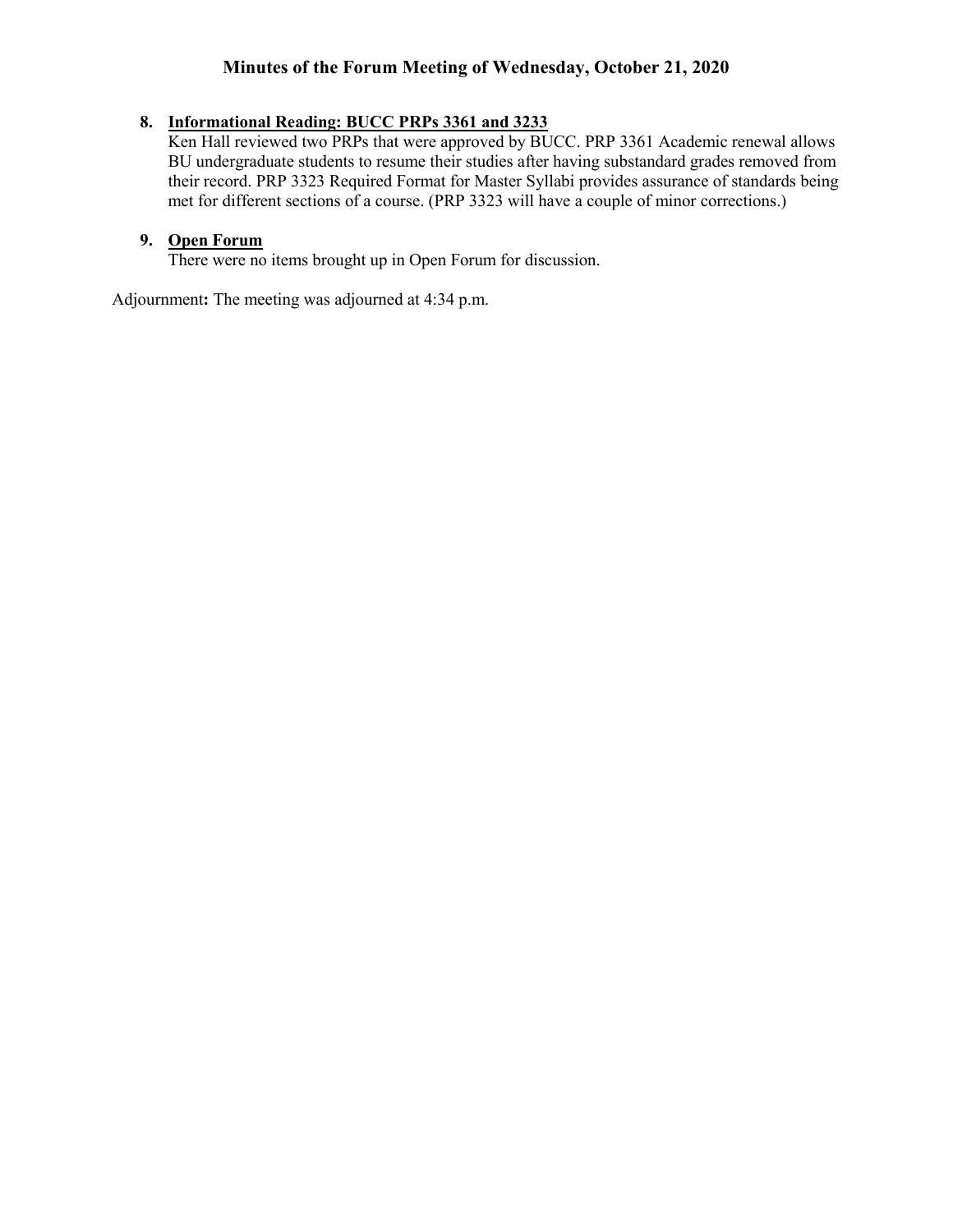# Minutes of the Forum Meeting of Wednesday, October 21, 2020

8. **Informational Reading: BUCC PRPs 3361 and 3233**
   Ken Hall reviewed two PRPs that were approved by BUCC. PRP 3361 Academic renewal allows BU undergraduate students to resume their studies after having substandard grades removed from their record. PRP 3323 Required Format for Master Syllabi provides assurance of standards being met for different sections of a course. (PRP 3323 will have a couple of minor corrections.)

9. **Open Forum**
   There were no items brought up in Open Forum for discussion.

Adjournment**:** The meeting was adjourned at 4:34 p.m.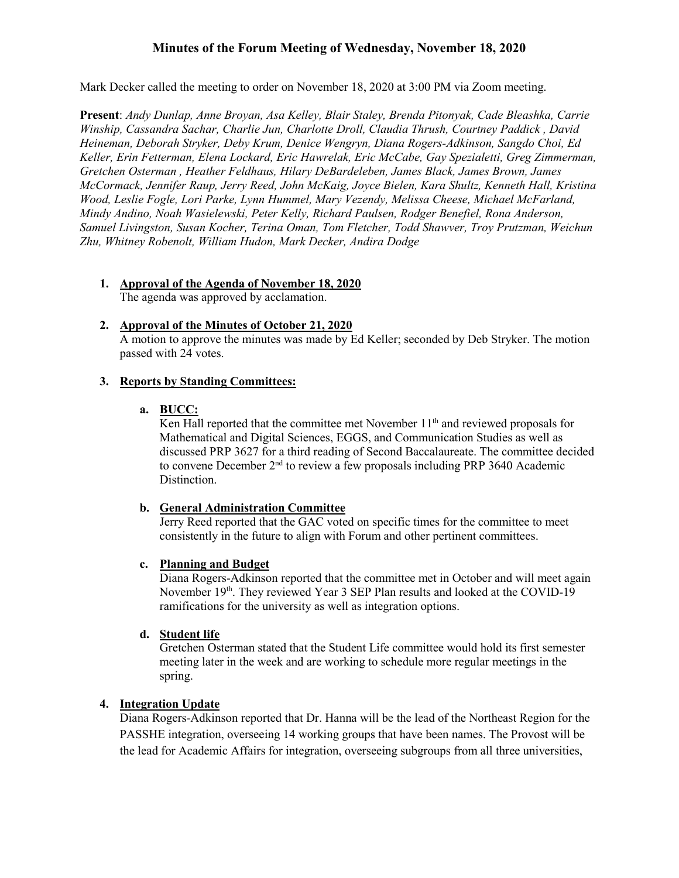# Minutes of the Forum Meeting of Wednesday, November 18, 2020

Mark Decker called the meeting to order on November 18, 2020 at 3:00 PM via Zoom meeting.

**Present**: *Andy Dunlap, Anne Broyan, Asa Kelley, Blair Staley, Brenda Pitonyak, Cade Bleashka, Carrie Winship, Cassandra Sachar, Charlie Jun, Charlotte Droll, Claudia Thrush, Courtney Paddick , David Heineman, Deborah Stryker, Deby Krum, Denice Wengryn, Diana Rogers-Adkinson, Sangdo Choi, Ed Keller, Erin Fetterman, Elena Lockard, Eric Hawrelak, Eric McCabe, Gay Spezialetti, Greg Zimmerman, Gretchen Osterman , Heather Feldhaus, Hilary DeBardeleben, James Black, James Brown, James McCormack, Jennifer Raup, Jerry Reed, John McKaig, Joyce Bielen, Kara Shultz, Kenneth Hall, Kristina Wood, Leslie Fogle, Lori Parke, Lynn Hummel, Mary Vezendy, Melissa Cheese, Michael McFarland, Mindy Andino, Noah Wasielewski, Peter Kelly, Richard Paulsen, Rodger Benefiel, Rona Anderson, Samuel Livingston, Susan Kocher, Terina Oman, Tom Fletcher, Todd Shawver, Troy Prutzman, Weichun Zhu, Whitney Robenolt, William Hudon, Mark Decker, Andira Dodge*

1. **Approval of the Agenda of November 18, 2020**
   The agenda was approved by acclamation.

2. **Approval of the Minutes of October 21, 2020**
   A motion to approve the minutes was made by Ed Keller; seconded by Deb Stryker. The motion passed with 24 votes.

3. **Reports by Standing Committees:**

   a. **BUCC:**
   Ken Hall reported that the committee met November 11th and reviewed proposals for Mathematical and Digital Sciences, EGGS, and Communication Studies as well as discussed PRP 3627 for a third reading of Second Baccalaureate. The committee decided to convene December 2nd to review a few proposals including PRP 3640 Academic Distinction.

   b. **General Administration Committee**
   Jerry Reed reported that the GAC voted on specific times for the committee to meet consistently in the future to align with Forum and other pertinent committees.

   c. **Planning and Budget**
   Diana Rogers-Adkinson reported that the committee met in October and will meet again November 19th. They reviewed Year 3 SEP Plan results and looked at the COVID-19 ramifications for the university as well as integration options.

   d. **Student life**
   Gretchen Osterman stated that the Student Life committee would hold its first semester meeting later in the week and are working to schedule more regular meetings in the spring.

4. **Integration Update**
   Diana Rogers-Adkinson reported that Dr. Hanna will be the lead of the Northeast Region for the PASSHE integration, overseeing 14 working groups that have been names. The Provost will be the lead for Academic Affairs for integration, overseeing subgroups from all three universities,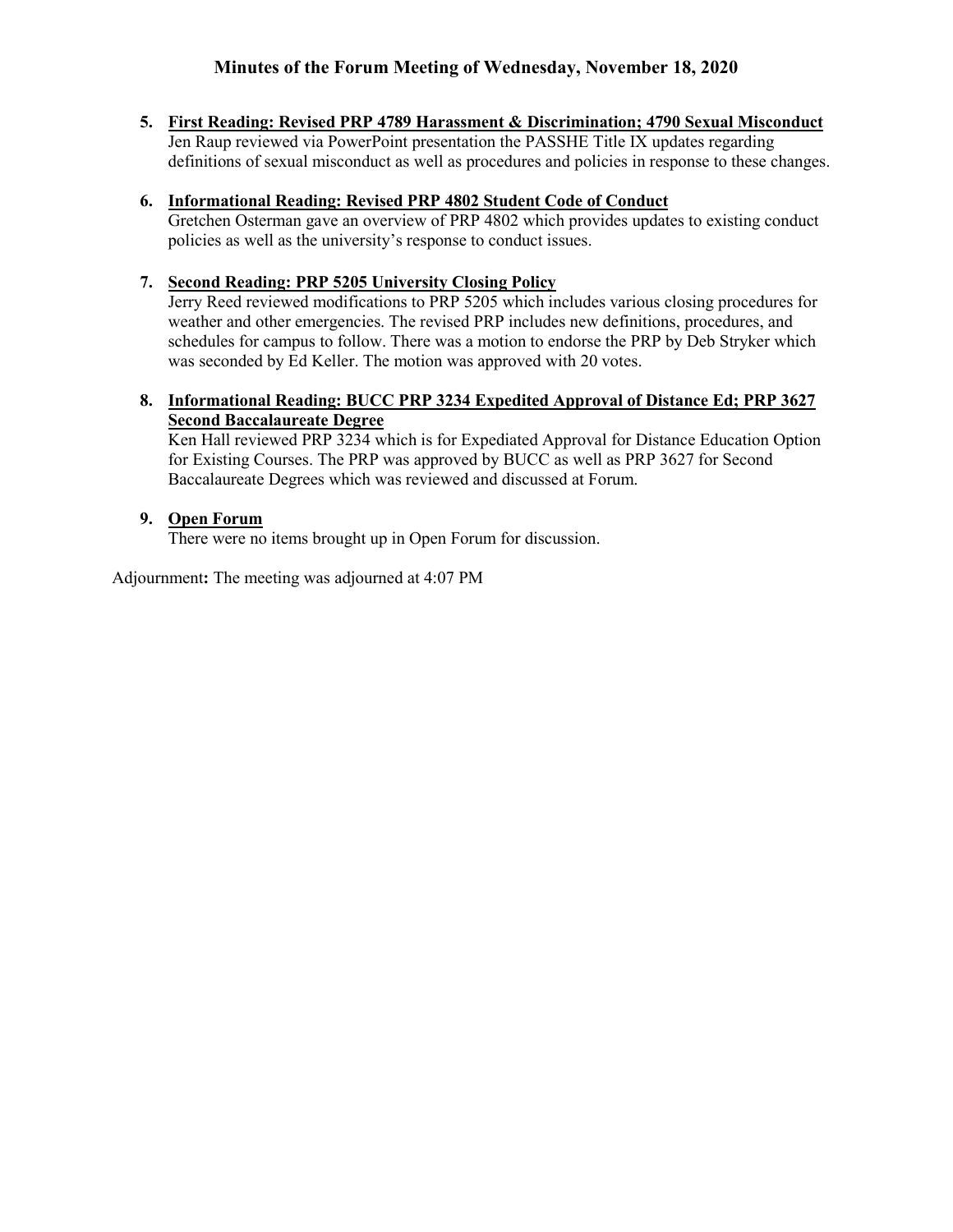## Minutes of the Forum Meeting of Wednesday, November 18, 2020

5. **First Reading: Revised PRP 4789 Harassment & Discrimination; 4790 Sexual Misconduct**
   Jen Raup reviewed via PowerPoint presentation the PASSHE Title IX updates regarding definitions of sexual misconduct as well as procedures and policies in response to these changes.

6. **Informational Reading: Revised PRP 4802 Student Code of Conduct**
   Gretchen Osterman gave an overview of PRP 4802 which provides updates to existing conduct policies as well as the university's response to conduct issues.

7. **Second Reading: PRP 5205 University Closing Policy**
   Jerry Reed reviewed modifications to PRP 5205 which includes various closing procedures for weather and other emergencies. The revised PRP includes new definitions, procedures, and schedules for campus to follow. There was a motion to endorse the PRP by Deb Stryker which was seconded by Ed Keller. The motion was approved with 20 votes.

8. **Informational Reading: BUCC PRP 3234 Expedited Approval of Distance Ed; PRP 3627 Second Baccalaureate Degree**
   Ken Hall reviewed PRP 3234 which is for Expediated Approval for Distance Education Option for Existing Courses. The PRP was approved by BUCC as well as PRP 3627 for Second Baccalaureate Degrees which was reviewed and discussed at Forum.

9. **Open Forum**
   There were no items brought up in Open Forum for discussion.

Adjournment**:** The meeting was adjourned at 4:07 PM